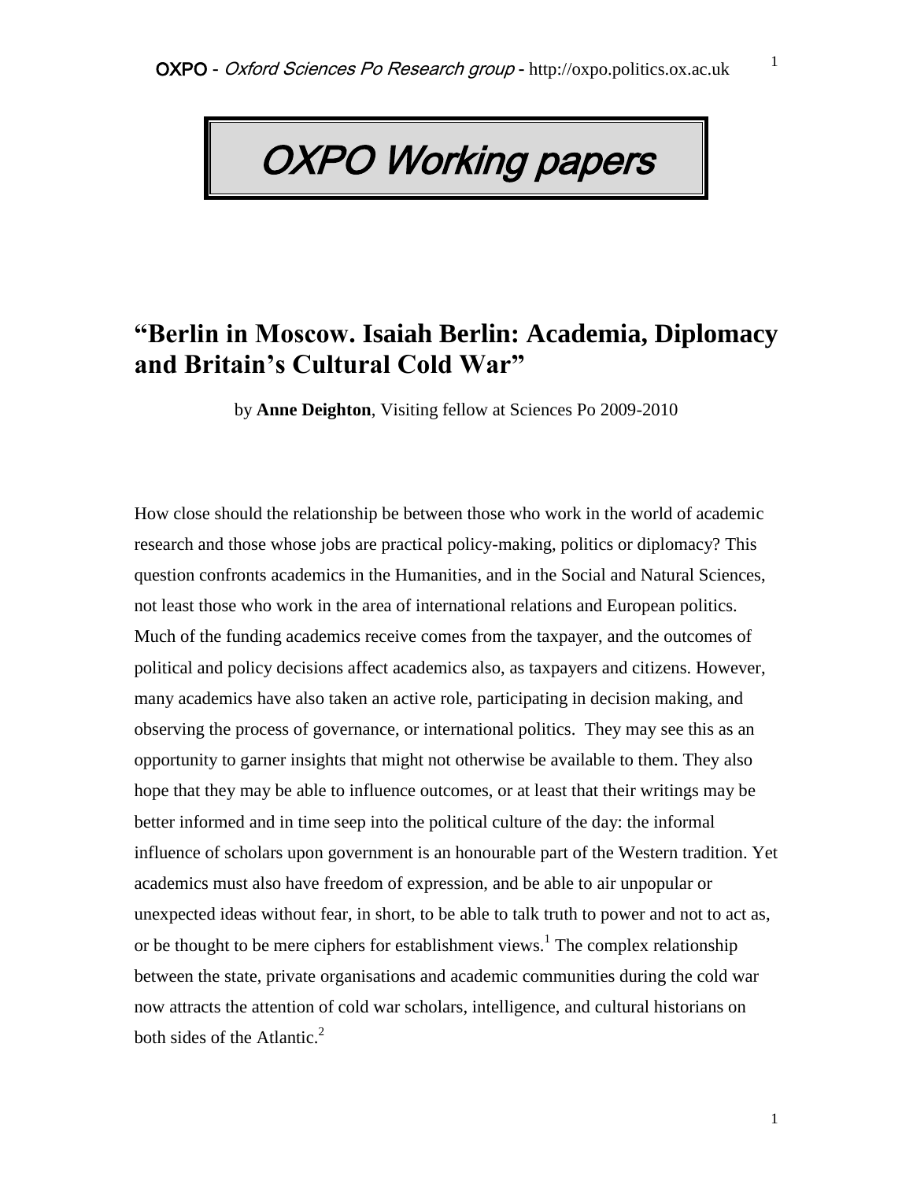# OXPO Working papers

## "Berlin in Moscow. Isaiah Berlin: Academia, Diplomacy and Britain's Cultural Cold War"

by **Anne Deighton**, Visiting fellow at Sciences Po 2009-2010

How close should the relationship be between those who work in the world of academic research and those whose jobs are practical policy-making, politics or diplomacy? This question confronts academics in the Humanities, and in the Social and Natural Sciences, not least those who work in the area of international relations and European politics. Much of the funding academics receive comes from the taxpayer, and the outcomes of political and policy decisions affect academics also, as taxpayers and citizens. However, many academics have also taken an active role, participating in decision making, and observing the process of governance, or international politics. They may see this as an opportunity to garner insights that might not otherwise be available to them. They also hope that they may be able to influence outcomes, or at least that their writings may be better informed and in time seep into the political culture of the day: the informal influence of scholars upon government is an honourable part of the Western tradition. Yet academics must also have freedom of expression, and be able to air unpopular or unexpected ideas without fear, in short, to be able to talk truth to power and not to act as, or be thought to be mere ciphers for establishment views.[1] The complex relationship between the state, private organisations and academic communities during the cold war now attracts the attention of cold war scholars, intelligence, and cultural historians on both sides of the Atlantic.[2]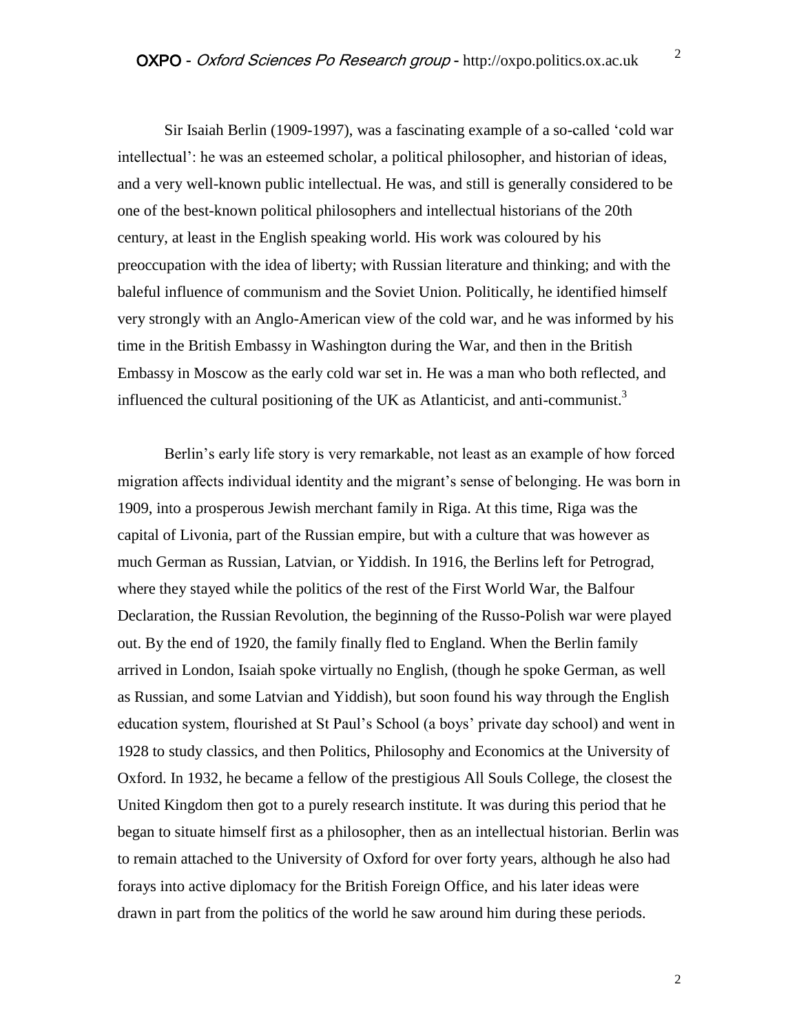Sir Isaiah Berlin (1909-1997), was a fascinating example of a so-called 'cold war intellectual': he was an esteemed scholar, a political philosopher, and historian of ideas, and a very well-known public intellectual. He was, and still is generally considered to be one of the best-known political philosophers and intellectual historians of the 20th century, at least in the English speaking world. His work was coloured by his preoccupation with the idea of liberty; with Russian literature and thinking; and with the baleful influence of communism and the Soviet Union. Politically, he identified himself very strongly with an Anglo-American view of the cold war, and he was informed by his time in the British Embassy in Washington during the War, and then in the British Embassy in Moscow as the early cold war set in. He was a man who both reflected, and influenced the cultural positioning of the UK as Atlanticist, and anti-communist.[3]

Berlin's early life story is very remarkable, not least as an example of how forced migration affects individual identity and the migrant's sense of belonging. He was born in 1909, into a prosperous Jewish merchant family in Riga. At this time, Riga was the capital of Livonia, part of the Russian empire, but with a culture that was however as much German as Russian, Latvian, or Yiddish. In 1916, the Berlins left for Petrograd, where they stayed while the politics of the rest of the First World War, the Balfour Declaration, the Russian Revolution, the beginning of the Russo-Polish war were played out. By the end of 1920, the family finally fled to England. When the Berlin family arrived in London, Isaiah spoke virtually no English, (though he spoke German, as well as Russian, and some Latvian and Yiddish), but soon found his way through the English education system, flourished at St Paul's School (a boys' private day school) and went in 1928 to study classics, and then Politics, Philosophy and Economics at the University of Oxford. In 1932, he became a fellow of the prestigious All Souls College, the closest the United Kingdom then got to a purely research institute. It was during this period that he began to situate himself first as a philosopher, then as an intellectual historian. Berlin was to remain attached to the University of Oxford for over forty years, although he also had forays into active diplomacy for the British Foreign Office, and his later ideas were drawn in part from the politics of the world he saw around him during these periods.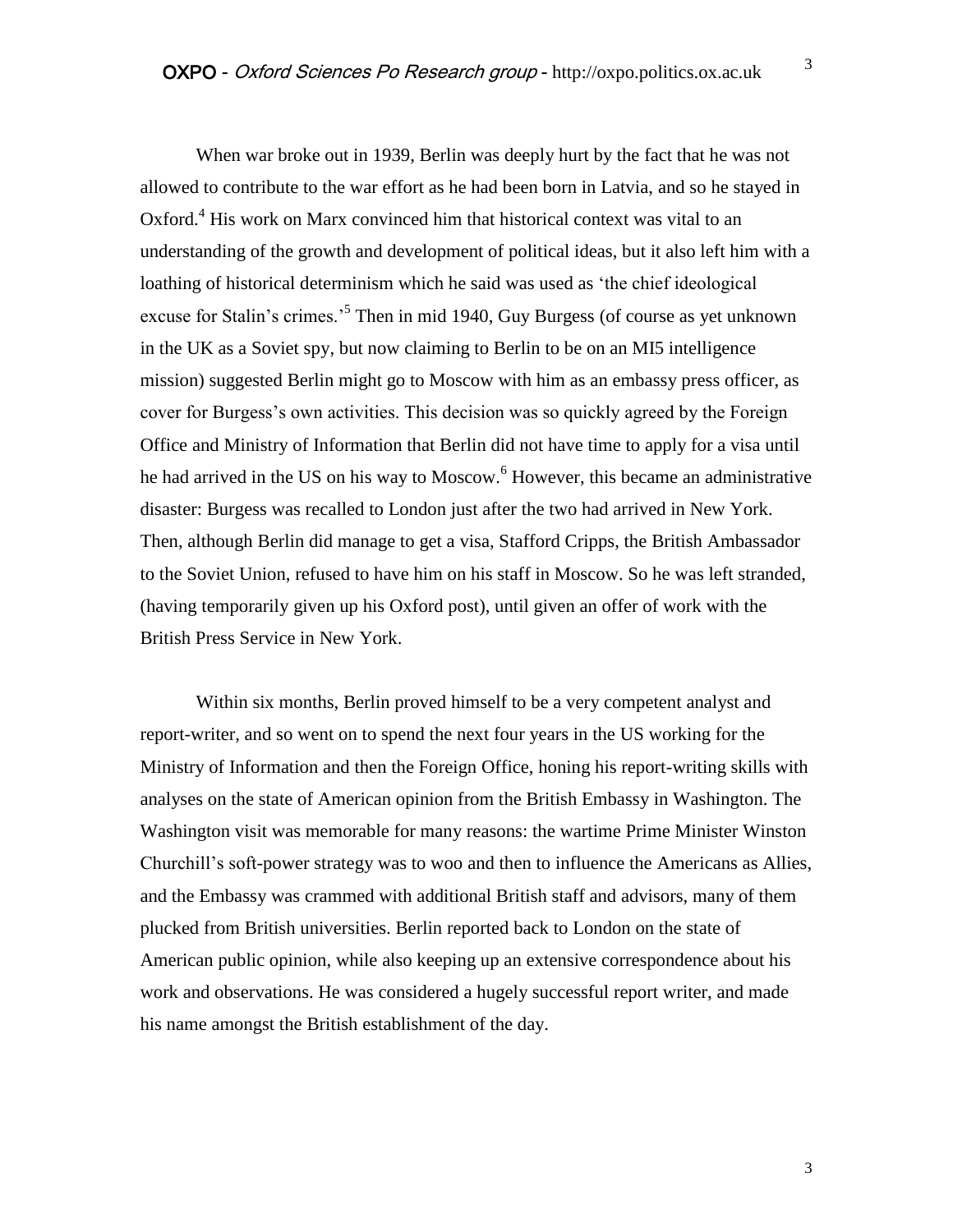When war broke out in 1939, Berlin was deeply hurt by the fact that he was not allowed to contribute to the war effort as he had been born in Latvia, and so he stayed in Oxford.[4] His work on Marx convinced him that historical context was vital to an understanding of the growth and development of political ideas, but it also left him with a loathing of historical determinism which he said was used as 'the chief ideological excuse for Stalin's crimes.'[5] Then in mid 1940, Guy Burgess (of course as yet unknown in the UK as a Soviet spy, but now claiming to Berlin to be on an MI5 intelligence mission) suggested Berlin might go to Moscow with him as an embassy press officer, as cover for Burgess's own activities. This decision was so quickly agreed by the Foreign Office and Ministry of Information that Berlin did not have time to apply for a visa until he had arrived in the US on his way to Moscow.[6] However, this became an administrative disaster: Burgess was recalled to London just after the two had arrived in New York. Then, although Berlin did manage to get a visa, Stafford Cripps, the British Ambassador to the Soviet Union, refused to have him on his staff in Moscow. So he was left stranded, (having temporarily given up his Oxford post), until given an offer of work with the British Press Service in New York.

Within six months, Berlin proved himself to be a very competent analyst and report-writer, and so went on to spend the next four years in the US working for the Ministry of Information and then the Foreign Office, honing his report-writing skills with analyses on the state of American opinion from the British Embassy in Washington. The Washington visit was memorable for many reasons: the wartime Prime Minister Winston Churchill's soft-power strategy was to woo and then to influence the Americans as Allies, and the Embassy was crammed with additional British staff and advisors, many of them plucked from British universities. Berlin reported back to London on the state of American public opinion, while also keeping up an extensive correspondence about his work and observations. He was considered a hugely successful report writer, and made his name amongst the British establishment of the day.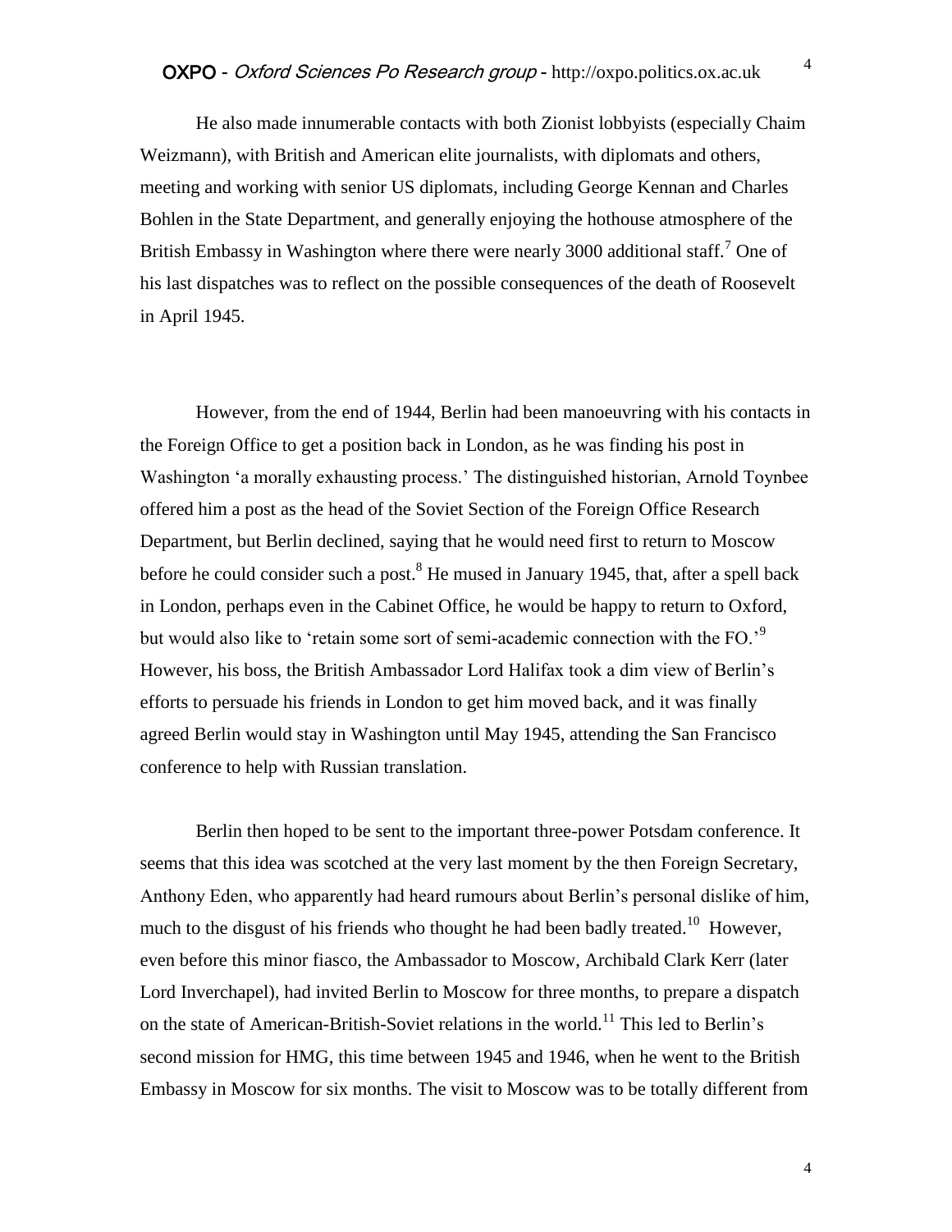He also made innumerable contacts with both Zionist lobbyists (especially Chaim Weizmann), with British and American elite journalists, with diplomats and others, meeting and working with senior US diplomats, including George Kennan and Charles Bohlen in the State Department, and generally enjoying the hothouse atmosphere of the British Embassy in Washington where there were nearly 3000 additional staff.[7] One of his last dispatches was to reflect on the possible consequences of the death of Roosevelt in April 1945.

However, from the end of 1944, Berlin had been manoeuvring with his contacts in the Foreign Office to get a position back in London, as he was finding his post in Washington 'a morally exhausting process.' The distinguished historian, Arnold Toynbee offered him a post as the head of the Soviet Section of the Foreign Office Research Department, but Berlin declined, saying that he would need first to return to Moscow before he could consider such a post.[8] He mused in January 1945, that, after a spell back in London, perhaps even in the Cabinet Office, he would be happy to return to Oxford, but would also like to 'retain some sort of semi-academic connection with the FO.'[9] However, his boss, the British Ambassador Lord Halifax took a dim view of Berlin's efforts to persuade his friends in London to get him moved back, and it was finally agreed Berlin would stay in Washington until May 1945, attending the San Francisco conference to help with Russian translation.

Berlin then hoped to be sent to the important three-power Potsdam conference. It seems that this idea was scotched at the very last moment by the then Foreign Secretary, Anthony Eden, who apparently had heard rumours about Berlin's personal dislike of him, much to the disgust of his friends who thought he had been badly treated.[10] However, even before this minor fiasco, the Ambassador to Moscow, Archibald Clark Kerr (later Lord Inverchapel), had invited Berlin to Moscow for three months, to prepare a dispatch on the state of American-British-Soviet relations in the world.[11] This led to Berlin's second mission for HMG, this time between 1945 and 1946, when he went to the British Embassy in Moscow for six months. The visit to Moscow was to be totally different from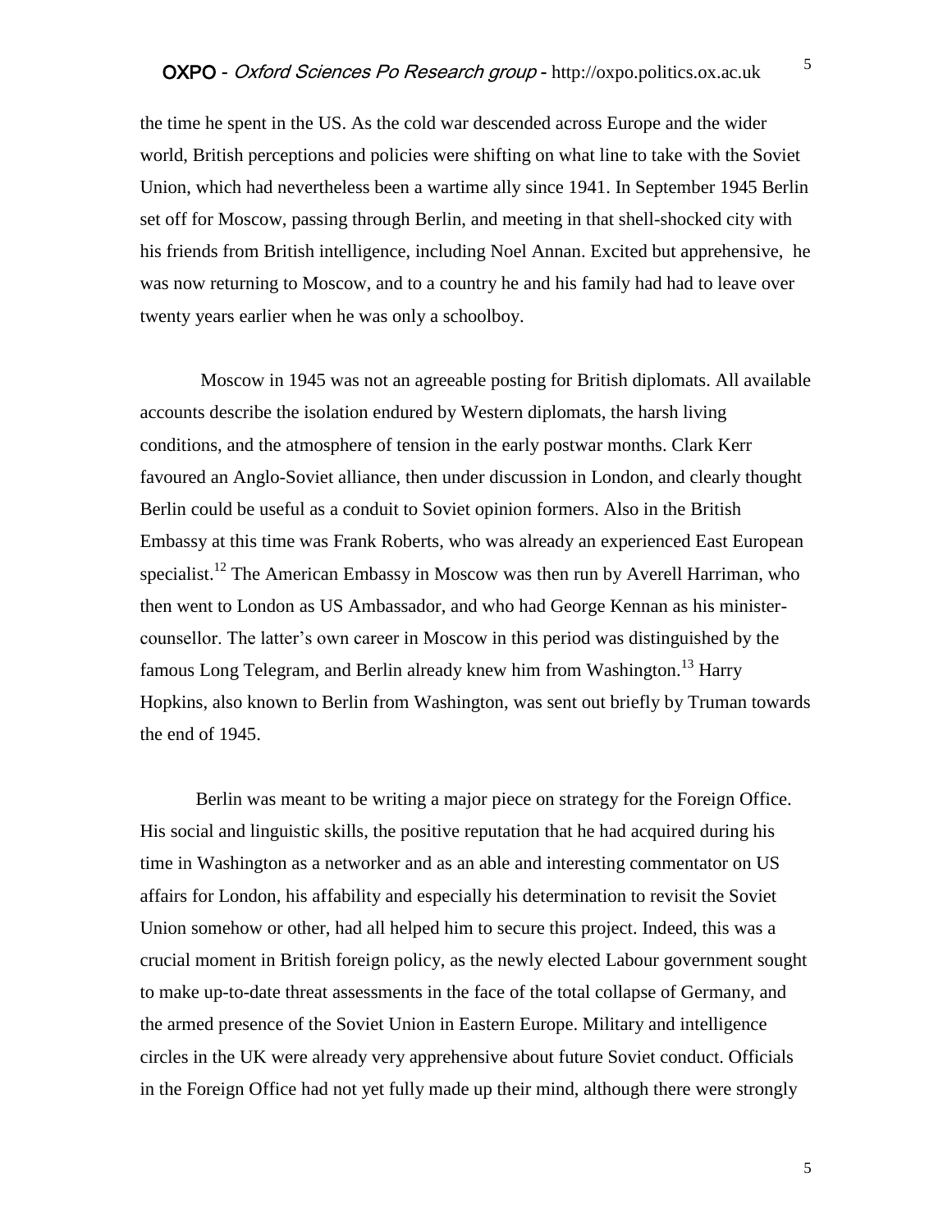the time he spent in the US. As the cold war descended across Europe and the wider world, British perceptions and policies were shifting on what line to take with the Soviet Union, which had nevertheless been a wartime ally since 1941. In September 1945 Berlin set off for Moscow, passing through Berlin, and meeting in that shell-shocked city with his friends from British intelligence, including Noel Annan. Excited but apprehensive, he was now returning to Moscow, and to a country he and his family had had to leave over twenty years earlier when he was only a schoolboy.

Moscow in 1945 was not an agreeable posting for British diplomats. All available accounts describe the isolation endured by Western diplomats, the harsh living conditions, and the atmosphere of tension in the early postwar months. Clark Kerr favoured an Anglo-Soviet alliance, then under discussion in London, and clearly thought Berlin could be useful as a conduit to Soviet opinion formers. Also in the British Embassy at this time was Frank Roberts, who was already an experienced East European specialist.[12] The American Embassy in Moscow was then run by Averell Harriman, who then went to London as US Ambassador, and who had George Kennan as his minister-counsellor. The latter's own career in Moscow in this period was distinguished by the famous Long Telegram, and Berlin already knew him from Washington.[13] Harry Hopkins, also known to Berlin from Washington, was sent out briefly by Truman towards the end of 1945.

Berlin was meant to be writing a major piece on strategy for the Foreign Office. His social and linguistic skills, the positive reputation that he had acquired during his time in Washington as a networker and as an able and interesting commentator on US affairs for London, his affability and especially his determination to revisit the Soviet Union somehow or other, had all helped him to secure this project. Indeed, this was a crucial moment in British foreign policy, as the newly elected Labour government sought to make up-to-date threat assessments in the face of the total collapse of Germany, and the armed presence of the Soviet Union in Eastern Europe. Military and intelligence circles in the UK were already very apprehensive about future Soviet conduct. Officials in the Foreign Office had not yet fully made up their mind, although there were strongly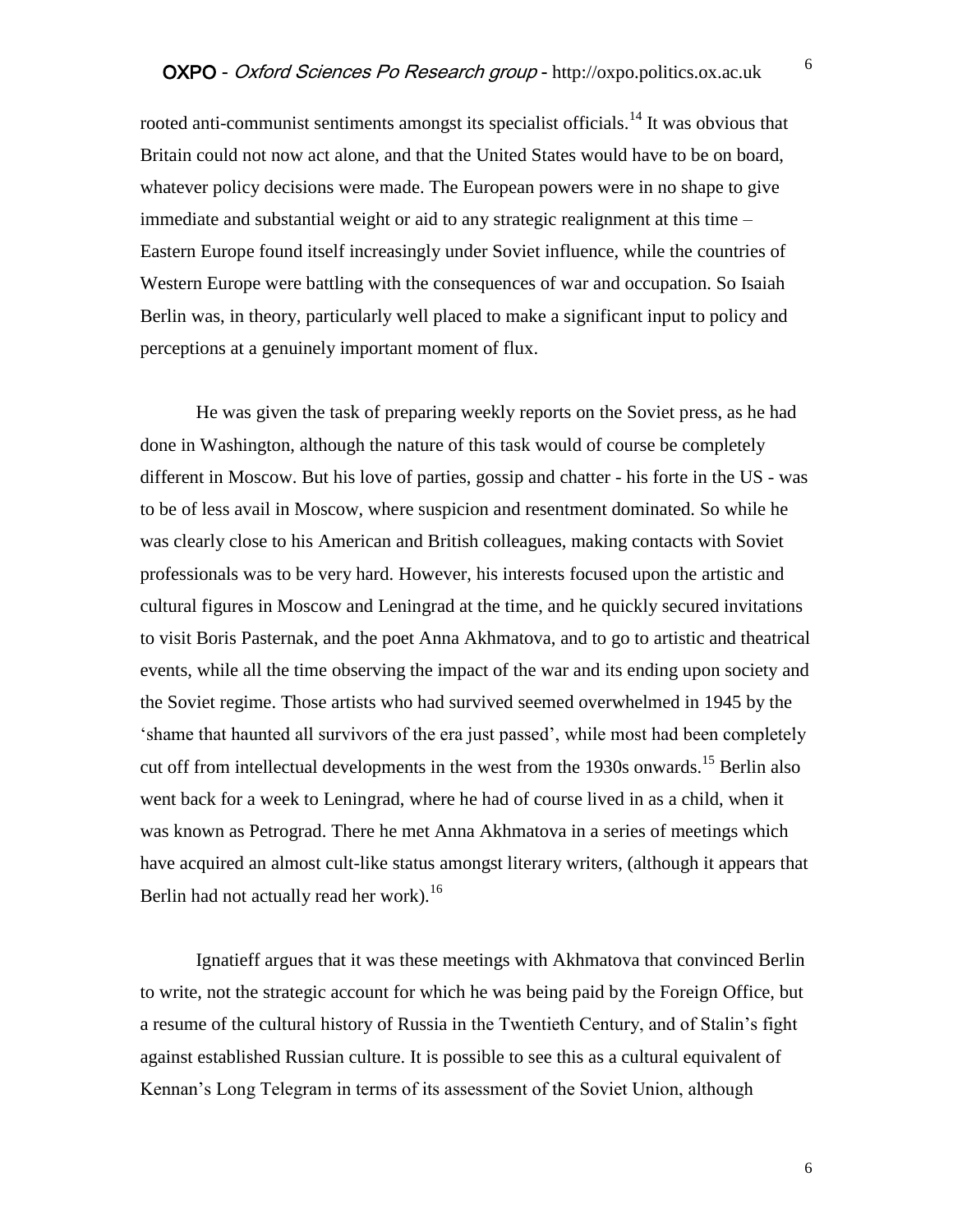rooted anti-communist sentiments amongst its specialist officials.[14] It was obvious that Britain could not now act alone, and that the United States would have to be on board, whatever policy decisions were made. The European powers were in no shape to give immediate and substantial weight or aid to any strategic realignment at this time – Eastern Europe found itself increasingly under Soviet influence, while the countries of Western Europe were battling with the consequences of war and occupation. So Isaiah Berlin was, in theory, particularly well placed to make a significant input to policy and perceptions at a genuinely important moment of flux.

He was given the task of preparing weekly reports on the Soviet press, as he had done in Washington, although the nature of this task would of course be completely different in Moscow. But his love of parties, gossip and chatter - his forte in the US - was to be of less avail in Moscow, where suspicion and resentment dominated. So while he was clearly close to his American and British colleagues, making contacts with Soviet professionals was to be very hard. However, his interests focused upon the artistic and cultural figures in Moscow and Leningrad at the time, and he quickly secured invitations to visit Boris Pasternak, and the poet Anna Akhmatova, and to go to artistic and theatrical events, while all the time observing the impact of the war and its ending upon society and the Soviet regime. Those artists who had survived seemed overwhelmed in 1945 by the 'shame that haunted all survivors of the era just passed', while most had been completely cut off from intellectual developments in the west from the 1930s onwards.[15] Berlin also went back for a week to Leningrad, where he had of course lived in as a child, when it was known as Petrograd. There he met Anna Akhmatova in a series of meetings which have acquired an almost cult-like status amongst literary writers, (although it appears that Berlin had not actually read her work).[16]

Ignatieff argues that it was these meetings with Akhmatova that convinced Berlin to write, not the strategic account for which he was being paid by the Foreign Office, but a resume of the cultural history of Russia in the Twentieth Century, and of Stalin's fight against established Russian culture. It is possible to see this as a cultural equivalent of Kennan's Long Telegram in terms of its assessment of the Soviet Union, although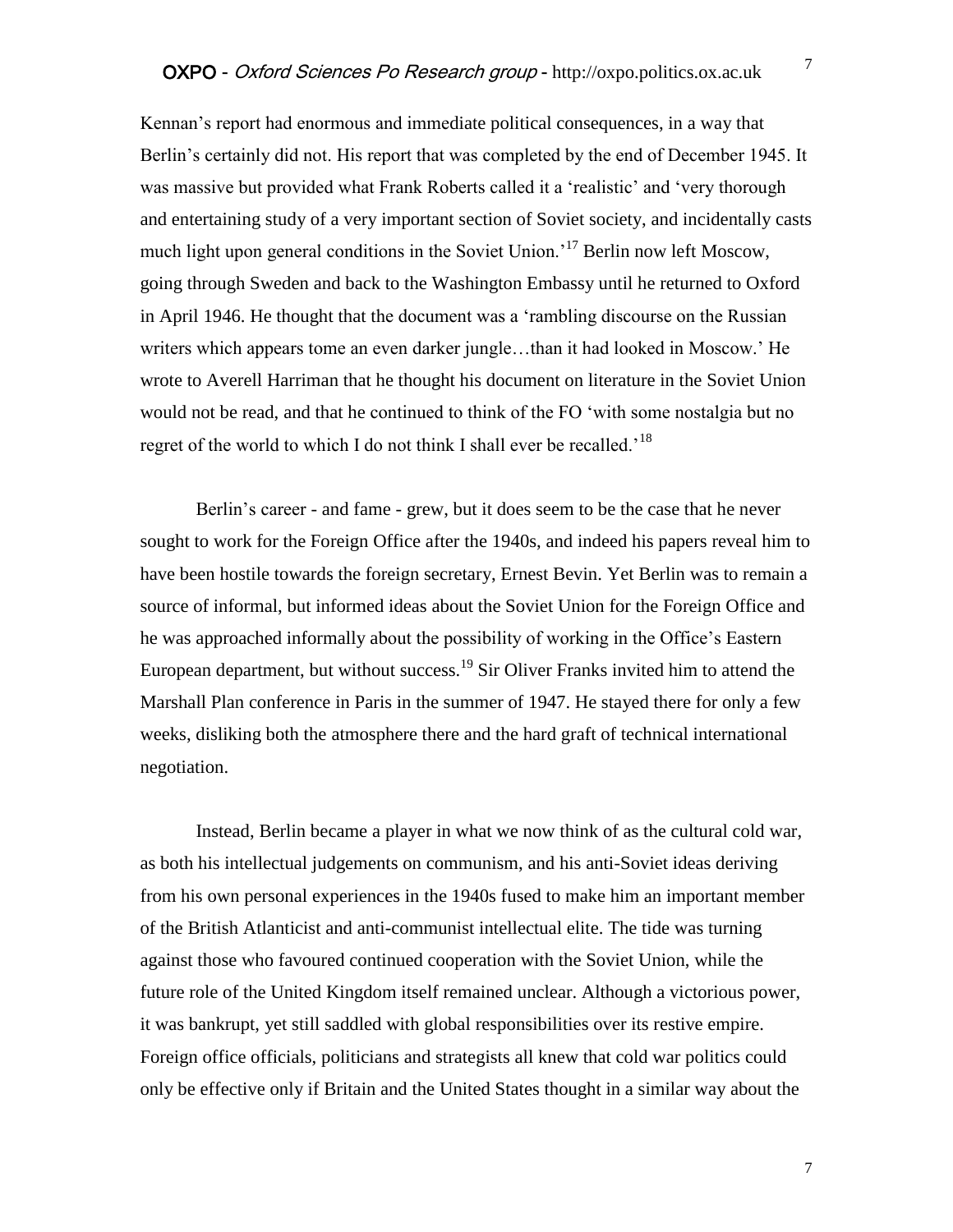Kennan's report had enormous and immediate political consequences, in a way that Berlin's certainly did not. His report that was completed by the end of December 1945. It was massive but provided what Frank Roberts called it a 'realistic' and 'very thorough and entertaining study of a very important section of Soviet society, and incidentally casts much light upon general conditions in the Soviet Union.'[17] Berlin now left Moscow, going through Sweden and back to the Washington Embassy until he returned to Oxford in April 1946. He thought that the document was a 'rambling discourse on the Russian writers which appears tome an even darker jungle…than it had looked in Moscow.' He wrote to Averell Harriman that he thought his document on literature in the Soviet Union would not be read, and that he continued to think of the FO 'with some nostalgia but no regret of the world to which I do not think I shall ever be recalled.'[18]

Berlin's career - and fame - grew, but it does seem to be the case that he never sought to work for the Foreign Office after the 1940s, and indeed his papers reveal him to have been hostile towards the foreign secretary, Ernest Bevin. Yet Berlin was to remain a source of informal, but informed ideas about the Soviet Union for the Foreign Office and he was approached informally about the possibility of working in the Office's Eastern European department, but without success.[19] Sir Oliver Franks invited him to attend the Marshall Plan conference in Paris in the summer of 1947. He stayed there for only a few weeks, disliking both the atmosphere there and the hard graft of technical international negotiation.

Instead, Berlin became a player in what we now think of as the cultural cold war, as both his intellectual judgements on communism, and his anti-Soviet ideas deriving from his own personal experiences in the 1940s fused to make him an important member of the British Atlanticist and anti-communist intellectual elite. The tide was turning against those who favoured continued cooperation with the Soviet Union, while the future role of the United Kingdom itself remained unclear. Although a victorious power, it was bankrupt, yet still saddled with global responsibilities over its restive empire. Foreign office officials, politicians and strategists all knew that cold war politics could only be effective only if Britain and the United States thought in a similar way about the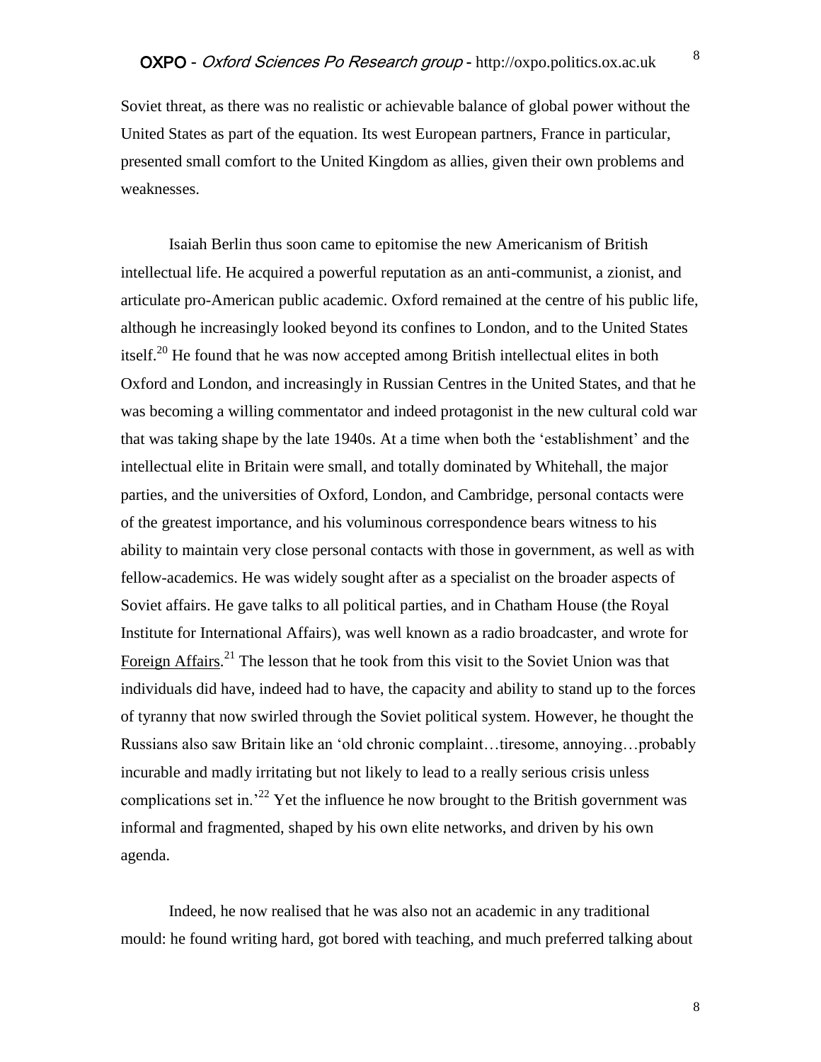Soviet threat, as there was no realistic or achievable balance of global power without the United States as part of the equation. Its west European partners, France in particular, presented small comfort to the United Kingdom as allies, given their own problems and weaknesses.

Isaiah Berlin thus soon came to epitomise the new Americanism of British intellectual life. He acquired a powerful reputation as an anti-communist, a zionist, and articulate pro-American public academic. Oxford remained at the centre of his public life, although he increasingly looked beyond its confines to London, and to the United States itself.[20] He found that he was now accepted among British intellectual elites in both Oxford and London, and increasingly in Russian Centres in the United States, and that he was becoming a willing commentator and indeed protagonist in the new cultural cold war that was taking shape by the late 1940s. At a time when both the 'establishment' and the intellectual elite in Britain were small, and totally dominated by Whitehall, the major parties, and the universities of Oxford, London, and Cambridge, personal contacts were of the greatest importance, and his voluminous correspondence bears witness to his ability to maintain very close personal contacts with those in government, as well as with fellow-academics. He was widely sought after as a specialist on the broader aspects of Soviet affairs. He gave talks to all political parties, and in Chatham House (the Royal Institute for International Affairs), was well known as a radio broadcaster, and wrote for Foreign Affairs.[21] The lesson that he took from this visit to the Soviet Union was that individuals did have, indeed had to have, the capacity and ability to stand up to the forces of tyranny that now swirled through the Soviet political system. However, he thought the Russians also saw Britain like an 'old chronic complaint…tiresome, annoying…probably incurable and madly irritating but not likely to lead to a really serious crisis unless complications set in.'[22] Yet the influence he now brought to the British government was informal and fragmented, shaped by his own elite networks, and driven by his own agenda.

Indeed, he now realised that he was also not an academic in any traditional mould: he found writing hard, got bored with teaching, and much preferred talking about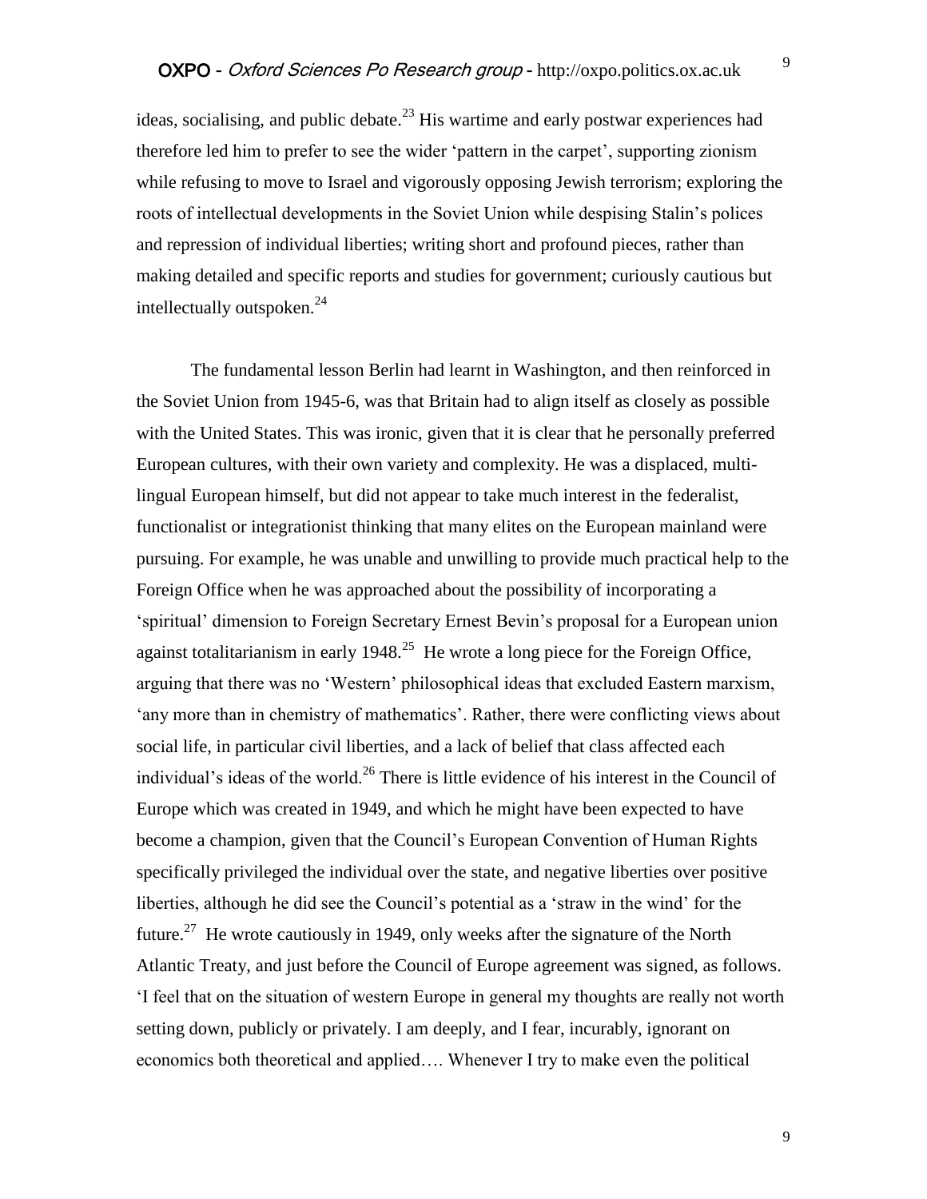ideas, socialising, and public debate.[23] His wartime and early postwar experiences had therefore led him to prefer to see the wider 'pattern in the carpet', supporting zionism while refusing to move to Israel and vigorously opposing Jewish terrorism; exploring the roots of intellectual developments in the Soviet Union while despising Stalin's polices and repression of individual liberties; writing short and profound pieces, rather than making detailed and specific reports and studies for government; curiously cautious but intellectually outspoken.[24]

The fundamental lesson Berlin had learnt in Washington, and then reinforced in the Soviet Union from 1945-6, was that Britain had to align itself as closely as possible with the United States. This was ironic, given that it is clear that he personally preferred European cultures, with their own variety and complexity. He was a displaced, multi-lingual European himself, but did not appear to take much interest in the federalist, functionalist or integrationist thinking that many elites on the European mainland were pursuing. For example, he was unable and unwilling to provide much practical help to the Foreign Office when he was approached about the possibility of incorporating a 'spiritual' dimension to Foreign Secretary Ernest Bevin's proposal for a European union against totalitarianism in early 1948.[25] He wrote a long piece for the Foreign Office, arguing that there was no 'Western' philosophical ideas that excluded Eastern marxism, 'any more than in chemistry of mathematics'. Rather, there were conflicting views about social life, in particular civil liberties, and a lack of belief that class affected each individual's ideas of the world.[26] There is little evidence of his interest in the Council of Europe which was created in 1949, and which he might have been expected to have become a champion, given that the Council's European Convention of Human Rights specifically privileged the individual over the state, and negative liberties over positive liberties, although he did see the Council's potential as a 'straw in the wind' for the future.[27] He wrote cautiously in 1949, only weeks after the signature of the North Atlantic Treaty, and just before the Council of Europe agreement was signed, as follows. 'I feel that on the situation of western Europe in general my thoughts are really not worth setting down, publicly or privately. I am deeply, and I fear, incurably, ignorant on economics both theoretical and applied…. Whenever I try to make even the political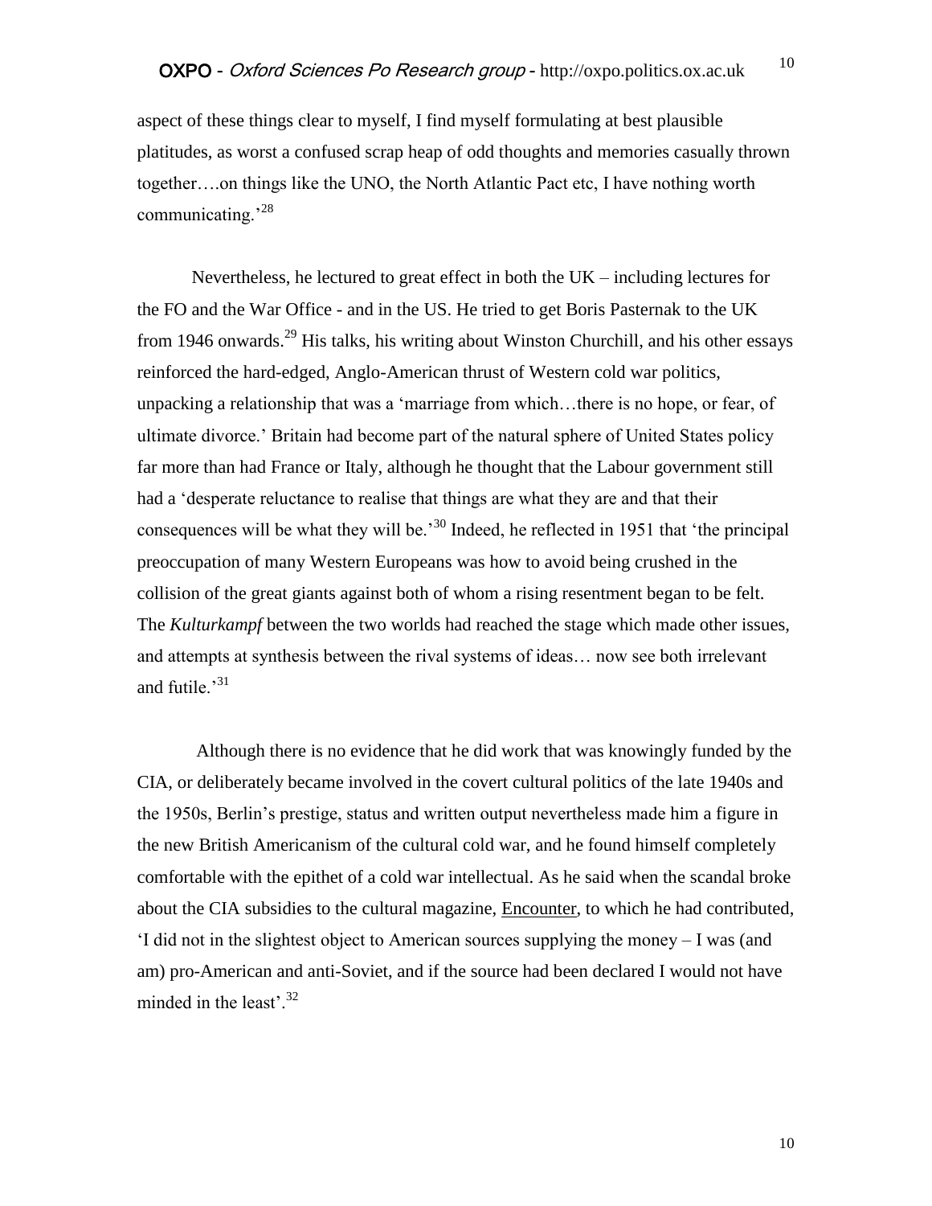aspect of these things clear to myself, I find myself formulating at best plausible platitudes, as worst a confused scrap heap of odd thoughts and memories casually thrown together….on things like the UNO, the North Atlantic Pact etc, I have nothing worth communicating.'[28]

Nevertheless, he lectured to great effect in both the UK – including lectures for the FO and the War Office - and in the US. He tried to get Boris Pasternak to the UK from 1946 onwards.[29] His talks, his writing about Winston Churchill, and his other essays reinforced the hard-edged, Anglo-American thrust of Western cold war politics, unpacking a relationship that was a 'marriage from which…there is no hope, or fear, of ultimate divorce.' Britain had become part of the natural sphere of United States policy far more than had France or Italy, although he thought that the Labour government still had a 'desperate reluctance to realise that things are what they are and that their consequences will be what they will be.'[30] Indeed, he reflected in 1951 that 'the principal preoccupation of many Western Europeans was how to avoid being crushed in the collision of the great giants against both of whom a rising resentment began to be felt. The *Kulturkampf* between the two worlds had reached the stage which made other issues, and attempts at synthesis between the rival systems of ideas… now see both irrelevant and futile.'[31]

Although there is no evidence that he did work that was knowingly funded by the CIA, or deliberately became involved in the covert cultural politics of the late 1940s and the 1950s, Berlin's prestige, status and written output nevertheless made him a figure in the new British Americanism of the cultural cold war, and he found himself completely comfortable with the epithet of a cold war intellectual. As he said when the scandal broke about the CIA subsidies to the cultural magazine, Encounter, to which he had contributed, 'I did not in the slightest object to American sources supplying the money – I was (and am) pro-American and anti-Soviet, and if the source had been declared I would not have minded in the least'.[32]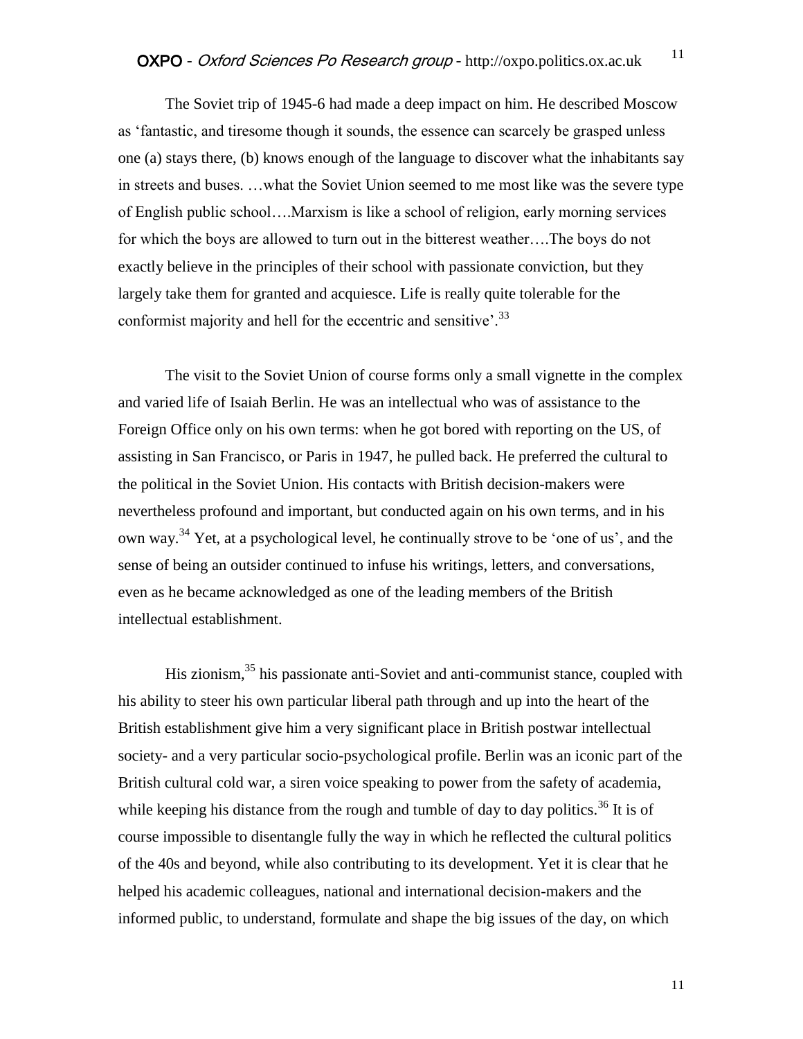The Soviet trip of 1945-6 had made a deep impact on him. He described Moscow as 'fantastic, and tiresome though it sounds, the essence can scarcely be grasped unless one (a) stays there, (b) knows enough of the language to discover what the inhabitants say in streets and buses. …what the Soviet Union seemed to me most like was the severe type of English public school….Marxism is like a school of religion, early morning services for which the boys are allowed to turn out in the bitterest weather….The boys do not exactly believe in the principles of their school with passionate conviction, but they largely take them for granted and acquiesce. Life is really quite tolerable for the conformist majority and hell for the eccentric and sensitive'.[33]

The visit to the Soviet Union of course forms only a small vignette in the complex and varied life of Isaiah Berlin. He was an intellectual who was of assistance to the Foreign Office only on his own terms: when he got bored with reporting on the US, of assisting in San Francisco, or Paris in 1947, he pulled back. He preferred the cultural to the political in the Soviet Union. His contacts with British decision-makers were nevertheless profound and important, but conducted again on his own terms, and in his own way.[34] Yet, at a psychological level, he continually strove to be 'one of us', and the sense of being an outsider continued to infuse his writings, letters, and conversations, even as he became acknowledged as one of the leading members of the British intellectual establishment.

His zionism,[35] his passionate anti-Soviet and anti-communist stance, coupled with his ability to steer his own particular liberal path through and up into the heart of the British establishment give him a very significant place in British postwar intellectual society- and a very particular socio-psychological profile. Berlin was an iconic part of the British cultural cold war, a siren voice speaking to power from the safety of academia, while keeping his distance from the rough and tumble of day to day politics.[36] It is of course impossible to disentangle fully the way in which he reflected the cultural politics of the 40s and beyond, while also contributing to its development. Yet it is clear that he helped his academic colleagues, national and international decision-makers and the informed public, to understand, formulate and shape the big issues of the day, on which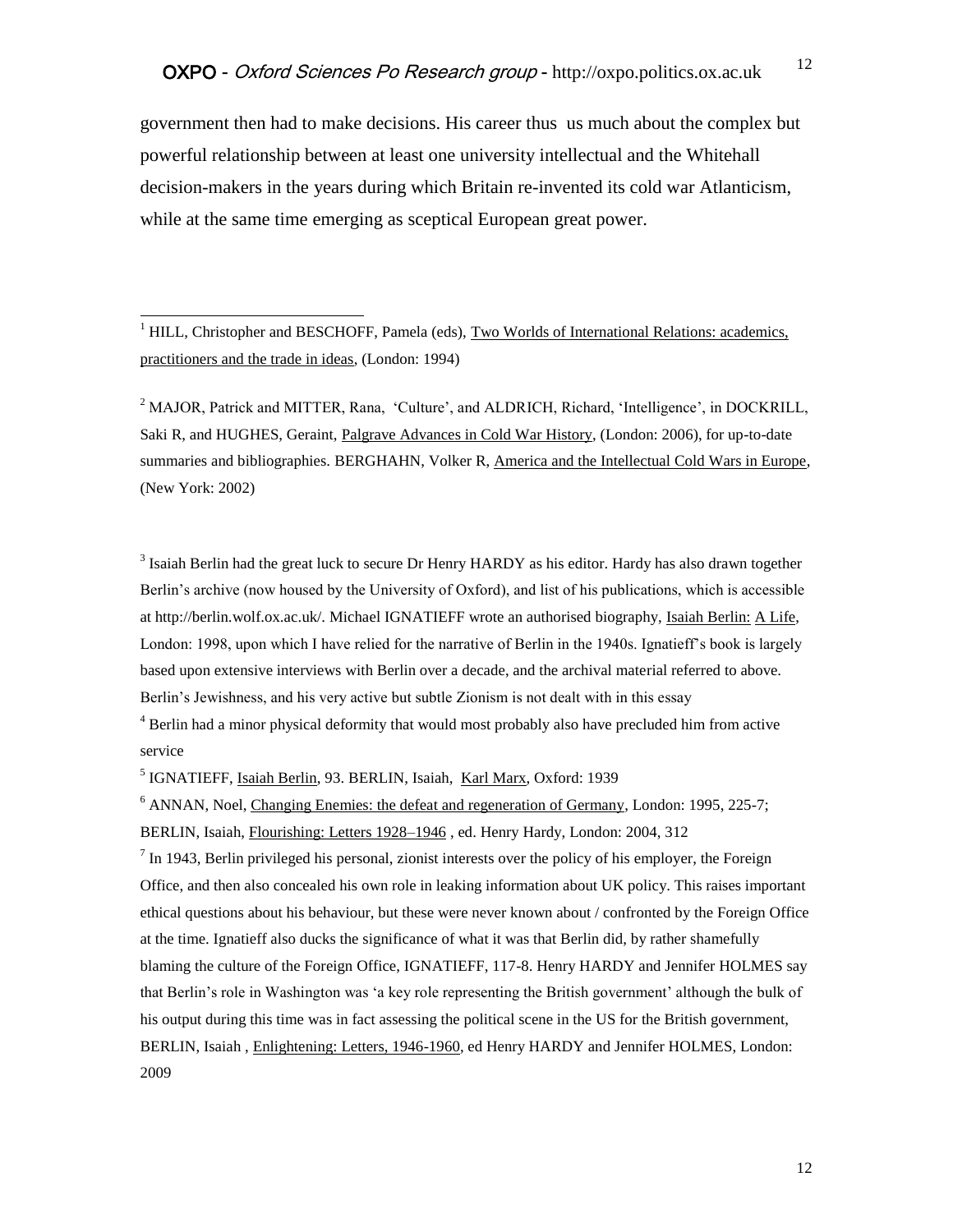government then had to make decisions. His career thus us much about the complex but powerful relationship between at least one university intellectual and the Whitehall decision-makers in the years during which Britain re-invented its cold war Atlanticism, while at the same time emerging as sceptical European great power.

---

[1] HILL, Christopher and BESCHOFF, Pamela (eds), Two Worlds of International Relations: academics, practitioners and the trade in ideas, (London: 1994)

[2] MAJOR, Patrick and MITTER, Rana, 'Culture', and ALDRICH, Richard, 'Intelligence', in DOCKRILL, Saki R, and HUGHES, Geraint, Palgrave Advances in Cold War History, (London: 2006), for up-to-date summaries and bibliographies. BERGHAHN, Volker R, America and the Intellectual Cold Wars in Europe, (New York: 2002)

[3] Isaiah Berlin had the great luck to secure Dr Henry HARDY as his editor. Hardy has also drawn together Berlin's archive (now housed by the University of Oxford), and list of his publications, which is accessible at http://berlin.wolf.ox.ac.uk/. Michael IGNATIEFF wrote an authorised biography, Isaiah Berlin: A Life, London: 1998, upon which I have relied for the narrative of Berlin in the 1940s. Ignatieff's book is largely based upon extensive interviews with Berlin over a decade, and the archival material referred to above. Berlin's Jewishness, and his very active but subtle Zionism is not dealt with in this essay

[4] Berlin had a minor physical deformity that would most probably also have precluded him from active service

[5] IGNATIEFF, Isaiah Berlin, 93. BERLIN, Isaiah, Karl Marx, Oxford: 1939

[6] ANNAN, Noel, Changing Enemies: the defeat and regeneration of Germany, London: 1995, 225-7; BERLIN, Isaiah, Flourishing: Letters 1928–1946 , ed. Henry Hardy, London: 2004, 312

[7] In 1943, Berlin privileged his personal, zionist interests over the policy of his employer, the Foreign Office, and then also concealed his own role in leaking information about UK policy. This raises important ethical questions about his behaviour, but these were never known about / confronted by the Foreign Office at the time. Ignatieff also ducks the significance of what it was that Berlin did, by rather shamefully blaming the culture of the Foreign Office, IGNATIEFF, 117-8. Henry HARDY and Jennifer HOLMES say that Berlin's role in Washington was 'a key role representing the British government' although the bulk of his output during this time was in fact assessing the political scene in the US for the British government, BERLIN, Isaiah , Enlightening: Letters, 1946-1960, ed Henry HARDY and Jennifer HOLMES, London: 2009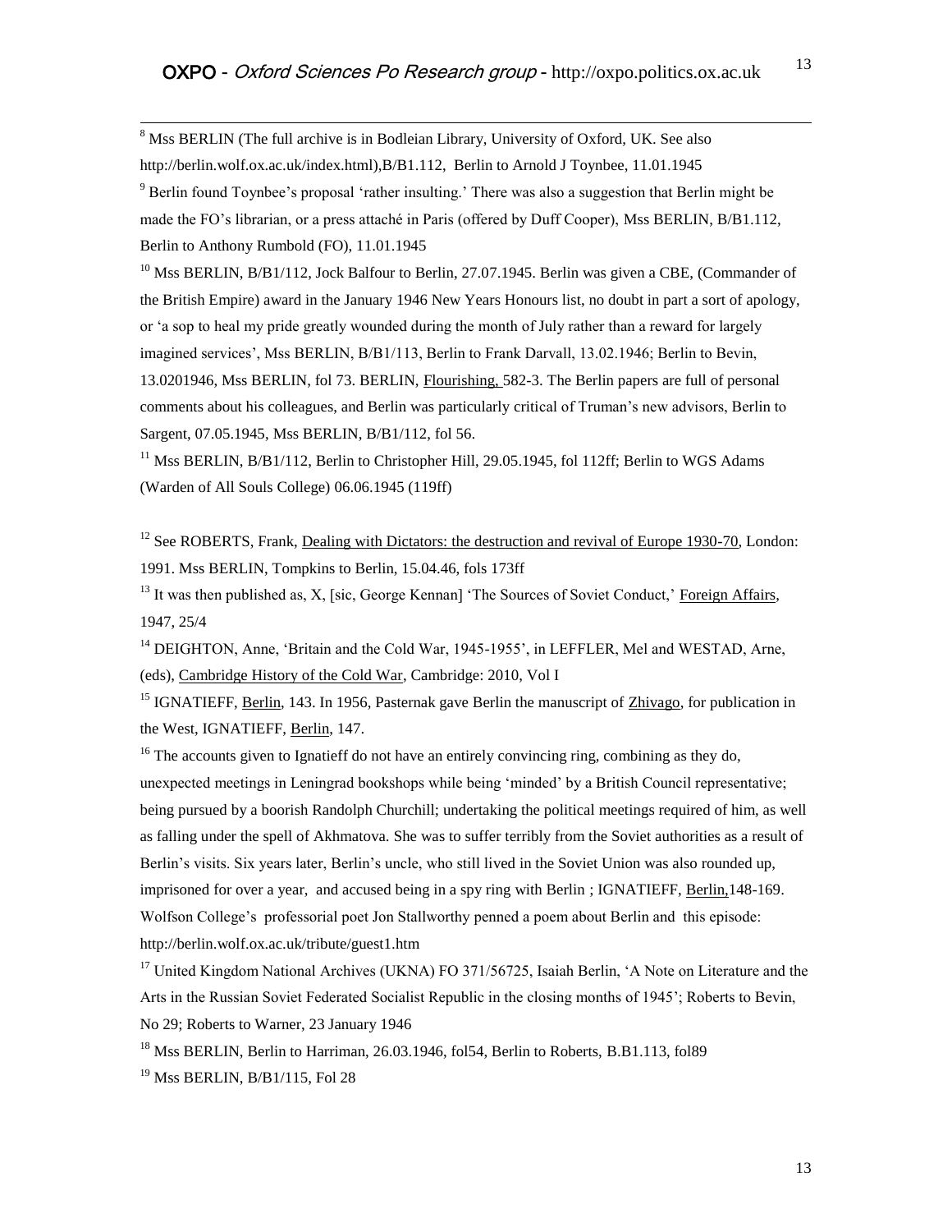[8] Mss BERLIN (The full archive is in Bodleian Library, University of Oxford, UK. See also http://berlin.wolf.ox.ac.uk/index.html),B/B1.112, Berlin to Arnold J Toynbee, 11.01.1945

[9] Berlin found Toynbee's proposal 'rather insulting.' There was also a suggestion that Berlin might be made the FO's librarian, or a press attaché in Paris (offered by Duff Cooper), Mss BERLIN, B/B1.112, Berlin to Anthony Rumbold (FO), 11.01.1945

[10] Mss BERLIN, B/B1/112, Jock Balfour to Berlin, 27.07.1945. Berlin was given a CBE, (Commander of the British Empire) award in the January 1946 New Years Honours list, no doubt in part a sort of apology, or 'a sop to heal my pride greatly wounded during the month of July rather than a reward for largely imagined services', Mss BERLIN, B/B1/113, Berlin to Frank Darvall, 13.02.1946; Berlin to Bevin, 13.0201946, Mss BERLIN, fol 73. BERLIN, Flourishing, 582-3. The Berlin papers are full of personal comments about his colleagues, and Berlin was particularly critical of Truman's new advisors, Berlin to Sargent, 07.05.1945, Mss BERLIN, B/B1/112, fol 56.

[11] Mss BERLIN, B/B1/112, Berlin to Christopher Hill, 29.05.1945, fol 112ff; Berlin to WGS Adams (Warden of All Souls College) 06.06.1945 (119ff)

[12] See ROBERTS, Frank, Dealing with Dictators: the destruction and revival of Europe 1930-70, London: 1991. Mss BERLIN, Tompkins to Berlin, 15.04.46, fols 173ff

[13] It was then published as, X, [sic, George Kennan] 'The Sources of Soviet Conduct,' Foreign Affairs, 1947, 25/4

[14] DEIGHTON, Anne, 'Britain and the Cold War, 1945-1955', in LEFFLER, Mel and WESTAD, Arne, (eds), Cambridge History of the Cold War, Cambridge: 2010, Vol I

[15] IGNATIEFF, Berlin, 143. In 1956, Pasternak gave Berlin the manuscript of Zhivago, for publication in the West, IGNATIEFF, Berlin, 147.

[16] The accounts given to Ignatieff do not have an entirely convincing ring, combining as they do, unexpected meetings in Leningrad bookshops while being 'minded' by a British Council representative; being pursued by a boorish Randolph Churchill; undertaking the political meetings required of him, as well as falling under the spell of Akhmatova. She was to suffer terribly from the Soviet authorities as a result of Berlin's visits. Six years later, Berlin's uncle, who still lived in the Soviet Union was also rounded up, imprisoned for over a year, and accused being in a spy ring with Berlin ; IGNATIEFF, Berlin,148-169. Wolfson College's professorial poet Jon Stallworthy penned a poem about Berlin and this episode: http://berlin.wolf.ox.ac.uk/tribute/guest1.htm

[17] United Kingdom National Archives (UKNA) FO 371/56725, Isaiah Berlin, 'A Note on Literature and the Arts in the Russian Soviet Federated Socialist Republic in the closing months of 1945'; Roberts to Bevin, No 29; Roberts to Warner, 23 January 1946

[18] Mss BERLIN, Berlin to Harriman, 26.03.1946, fol54, Berlin to Roberts, B.B1.113, fol89

[19] Mss BERLIN, B/B1/115, Fol 28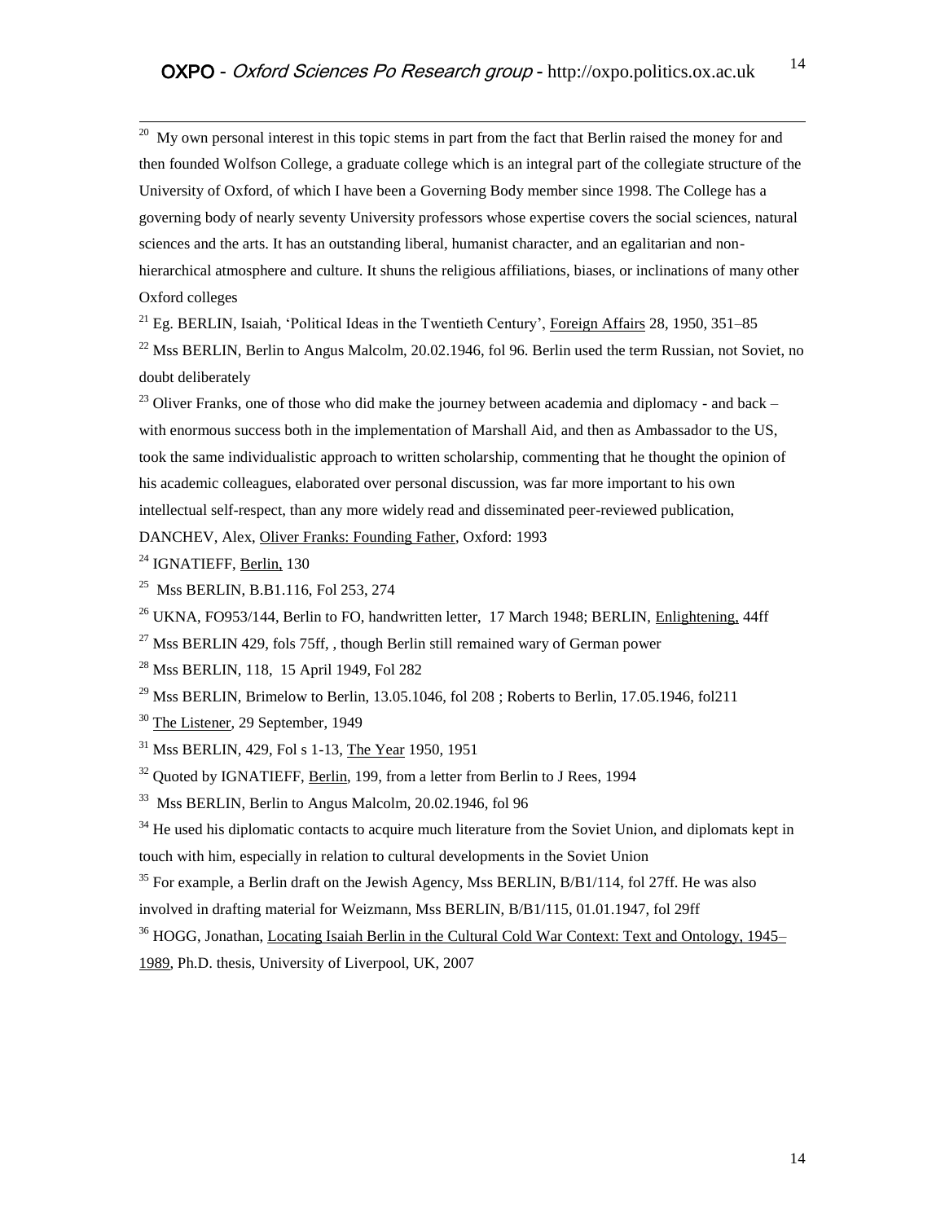[20] My own personal interest in this topic stems in part from the fact that Berlin raised the money for and then founded Wolfson College, a graduate college which is an integral part of the collegiate structure of the University of Oxford, of which I have been a Governing Body member since 1998. The College has a governing body of nearly seventy University professors whose expertise covers the social sciences, natural sciences and the arts. It has an outstanding liberal, humanist character, and an egalitarian and non-hierarchical atmosphere and culture. It shuns the religious affiliations, biases, or inclinations of many other Oxford colleges

[21] Eg. BERLIN, Isaiah, 'Political Ideas in the Twentieth Century', Foreign Affairs 28, 1950, 351–85

[22] Mss BERLIN, Berlin to Angus Malcolm, 20.02.1946, fol 96. Berlin used the term Russian, not Soviet, no doubt deliberately

[23] Oliver Franks, one of those who did make the journey between academia and diplomacy - and back – with enormous success both in the implementation of Marshall Aid, and then as Ambassador to the US, took the same individualistic approach to written scholarship, commenting that he thought the opinion of his academic colleagues, elaborated over personal discussion, was far more important to his own intellectual self-respect, than any more widely read and disseminated peer-reviewed publication, DANCHEV, Alex, Oliver Franks: Founding Father, Oxford: 1993

[24] IGNATIEFF, Berlin, 130

[25] Mss BERLIN, B.B1.116, Fol 253, 274

[26] UKNA, FO953/144, Berlin to FO, handwritten letter, 17 March 1948; BERLIN, Enlightening, 44ff

[27] Mss BERLIN 429, fols 75ff, , though Berlin still remained wary of German power

[28] Mss BERLIN, 118, 15 April 1949, Fol 282

[29] Mss BERLIN, Brimelow to Berlin, 13.05.1046, fol 208 ; Roberts to Berlin, 17.05.1946, fol211

[30] The Listener, 29 September, 1949

[31] Mss BERLIN, 429, Fol s 1-13, The Year 1950, 1951

[32] Quoted by IGNATIEFF, Berlin, 199, from a letter from Berlin to J Rees, 1994

[33] Mss BERLIN, Berlin to Angus Malcolm, 20.02.1946, fol 96

[34] He used his diplomatic contacts to acquire much literature from the Soviet Union, and diplomats kept in touch with him, especially in relation to cultural developments in the Soviet Union

[35] For example, a Berlin draft on the Jewish Agency, Mss BERLIN, B/B1/114, fol 27ff. He was also involved in drafting material for Weizmann, Mss BERLIN, B/B1/115, 01.01.1947, fol 29ff

[36] HOGG, Jonathan, Locating Isaiah Berlin in the Cultural Cold War Context: Text and Ontology, 1945–1989, Ph.D. thesis, University of Liverpool, UK, 2007